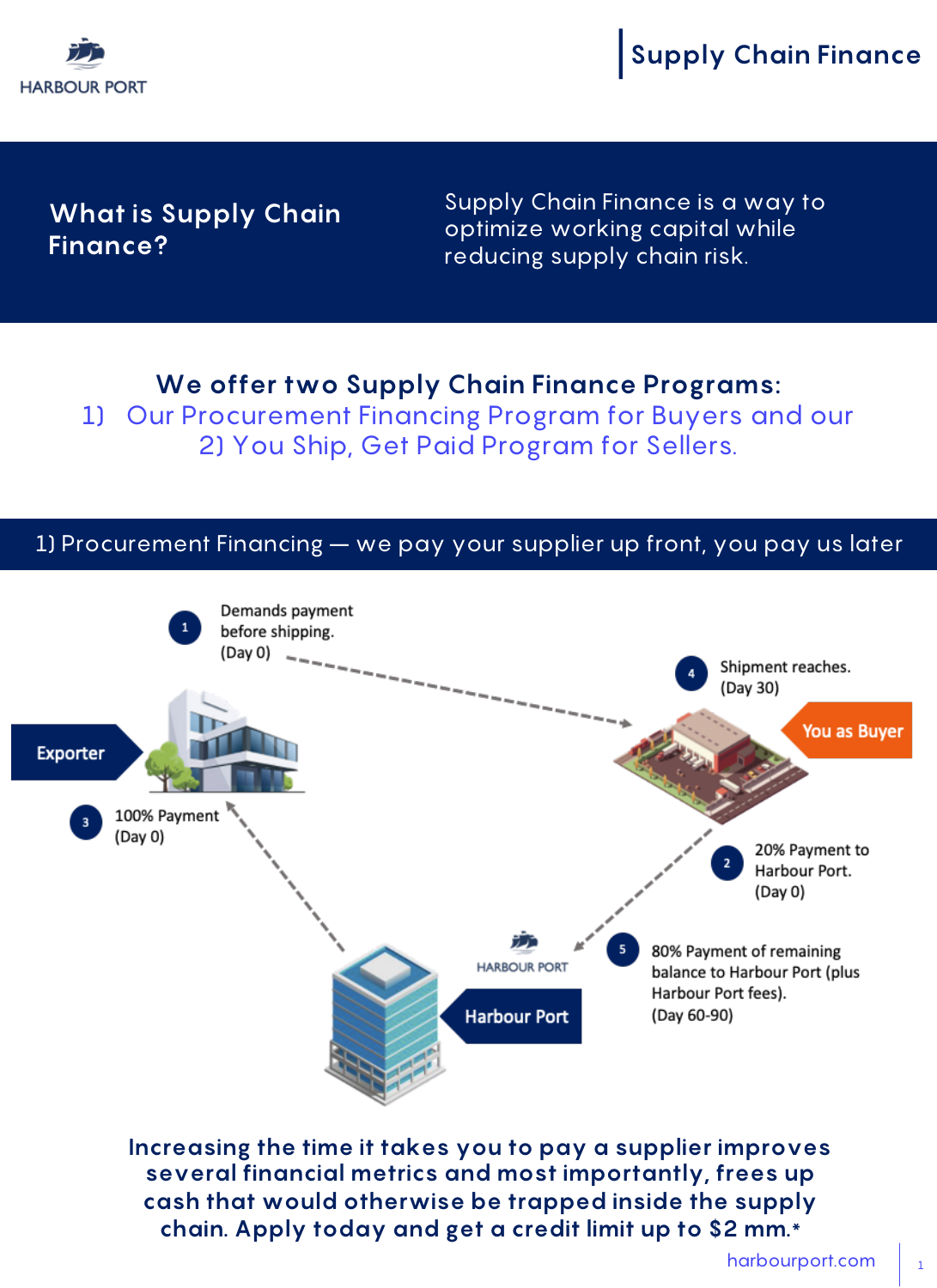HARBOUR PORT

# Supply Chain Finance

## What is Supply Chain Finance?

Supply Chain Finance is a way to optimize working capital while reducing supply chain risk.

### We offer two Supply Chain Finance Programs:

1) Our Procurement Financing Program for Buyers and our 2) You Ship, Get Paid Program for Sellers.

## 1) Procurement Financing — we pay your supplier up front, you pay us later

Exporter

You as Buyer

Harbour Port

1. Demands payment before shipping. (Day 0)
2. 20% Payment to Harbour Port. (Day 0)
3. 100% Payment (Day 0)
4. Shipment reaches. (Day 30)
5. 80% Payment of remaining balance to Harbour Port (plus Harbour Port fees). (Day 60-90)

**Increasing the time it takes you to pay a supplier improves several financial metrics and most importantly, frees up cash that would otherwise be trapped inside the supply chain. Apply today and get a credit limit up to $2 mm.***

harbourport.com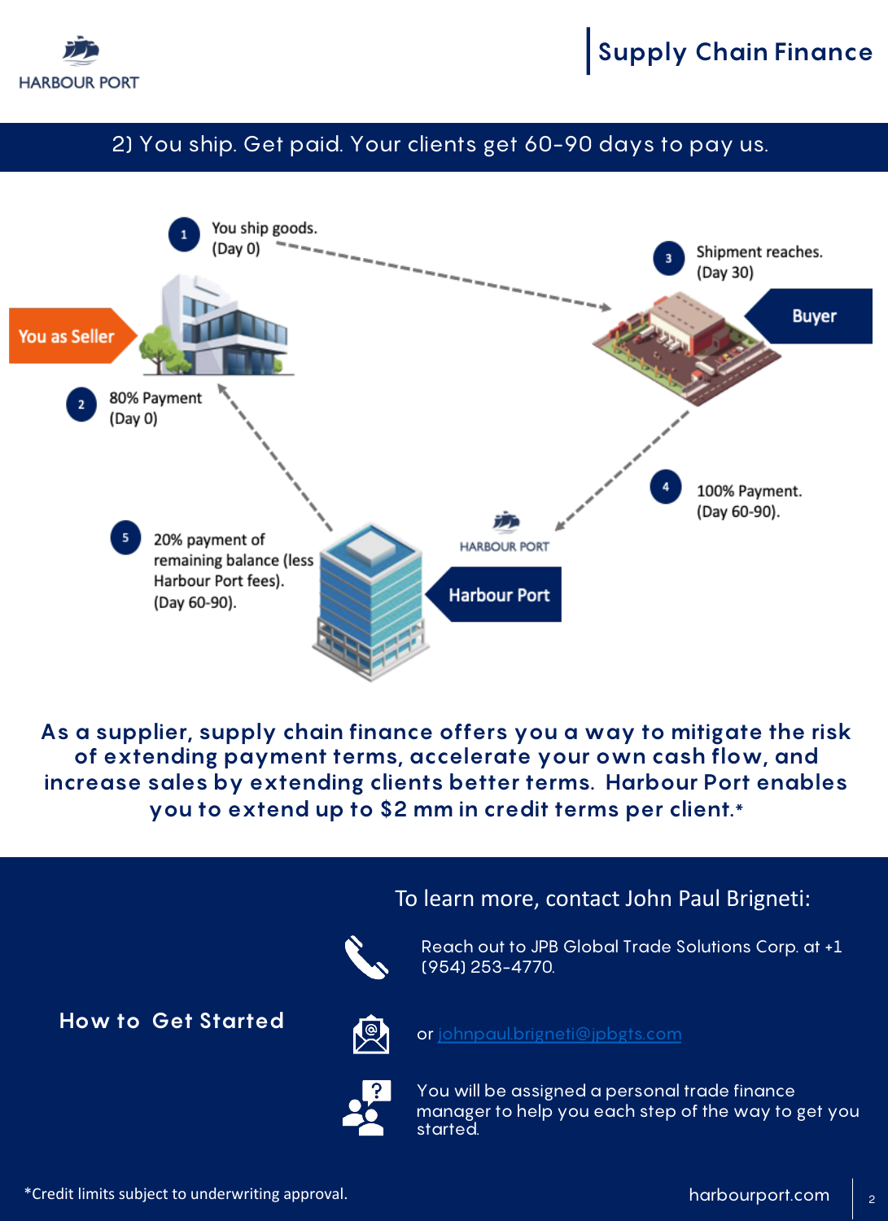# Supply Chain Finance

## 2) You ship. Get paid. Your clients get 60-90 days to pay us.

You as Seller

1 You ship goods. (Day 0)

2 80% Payment (Day 0)

3 Shipment reaches. (Day 30)

Buyer

4 100% Payment. (Day 60-90).

5 20% payment of remaining balance (less Harbour Port fees). (Day 60-90).

Harbour Port

**As a supplier, supply chain finance offers you a way to mitigate the risk of extending payment terms, accelerate your own cash flow, and increase sales by extending clients better terms. Harbour Port enables you to extend up to $2 mm in credit terms per client.***

## How to Get Started

To learn more, contact John Paul Brigneti:

Reach out to JPB Global Trade Solutions Corp. at +1 (954) 253-4770.

or johnpaul.brigneti@jpbgts.com

You will be assigned a personal trade finance manager to help you each step of the way to get you started.

*Credit limits subject to underwriting approval.

harbourport.com